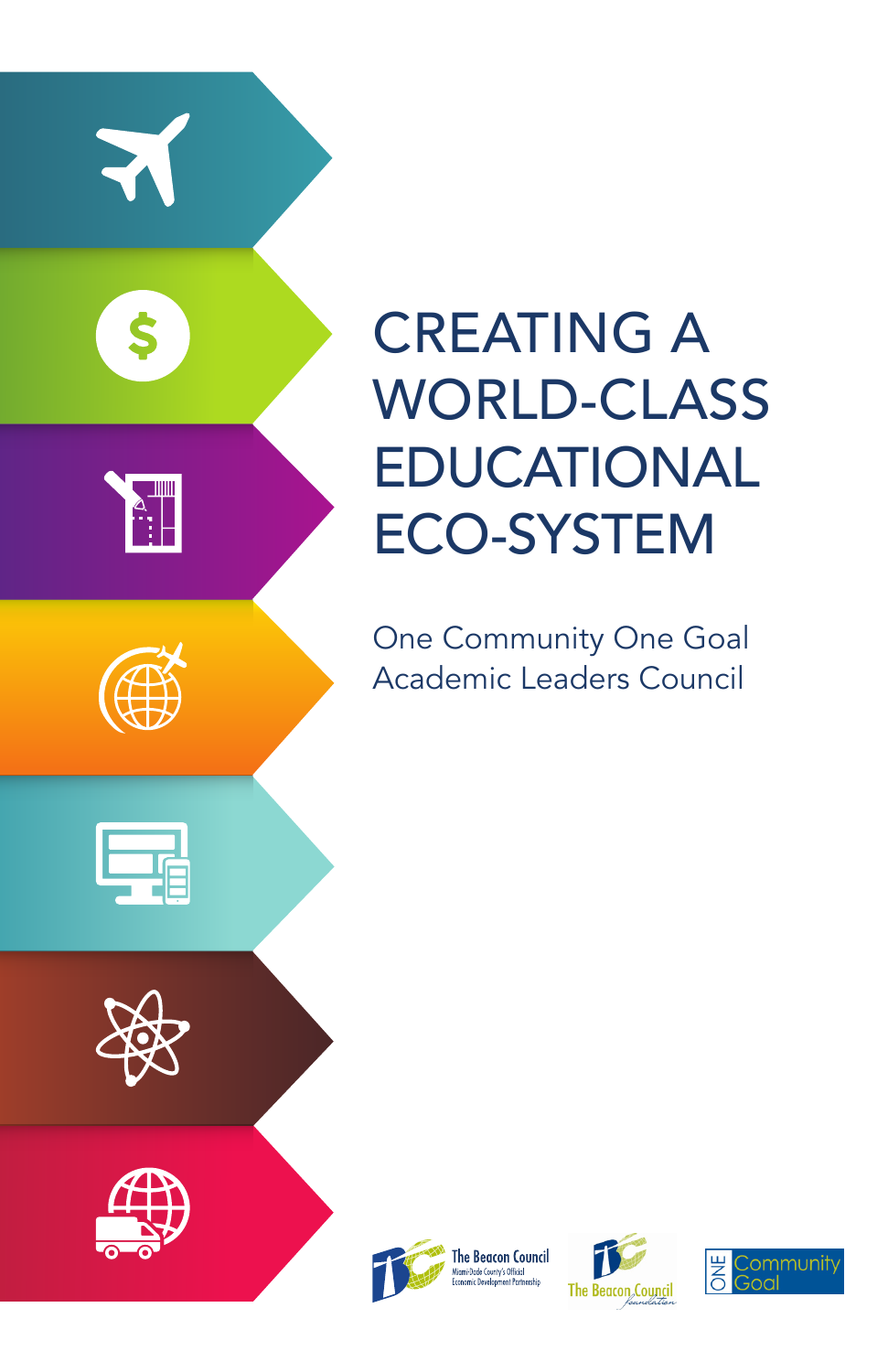# CREATING A WORLD-CLASS EDUCATIONAL ECO-SYSTEM

One Community One Goal
Academic Leaders Council

The Beacon Council
Miami-Dade County's Official Economic Development Partnership

The Beacon Council Foundation

ONE Community Goal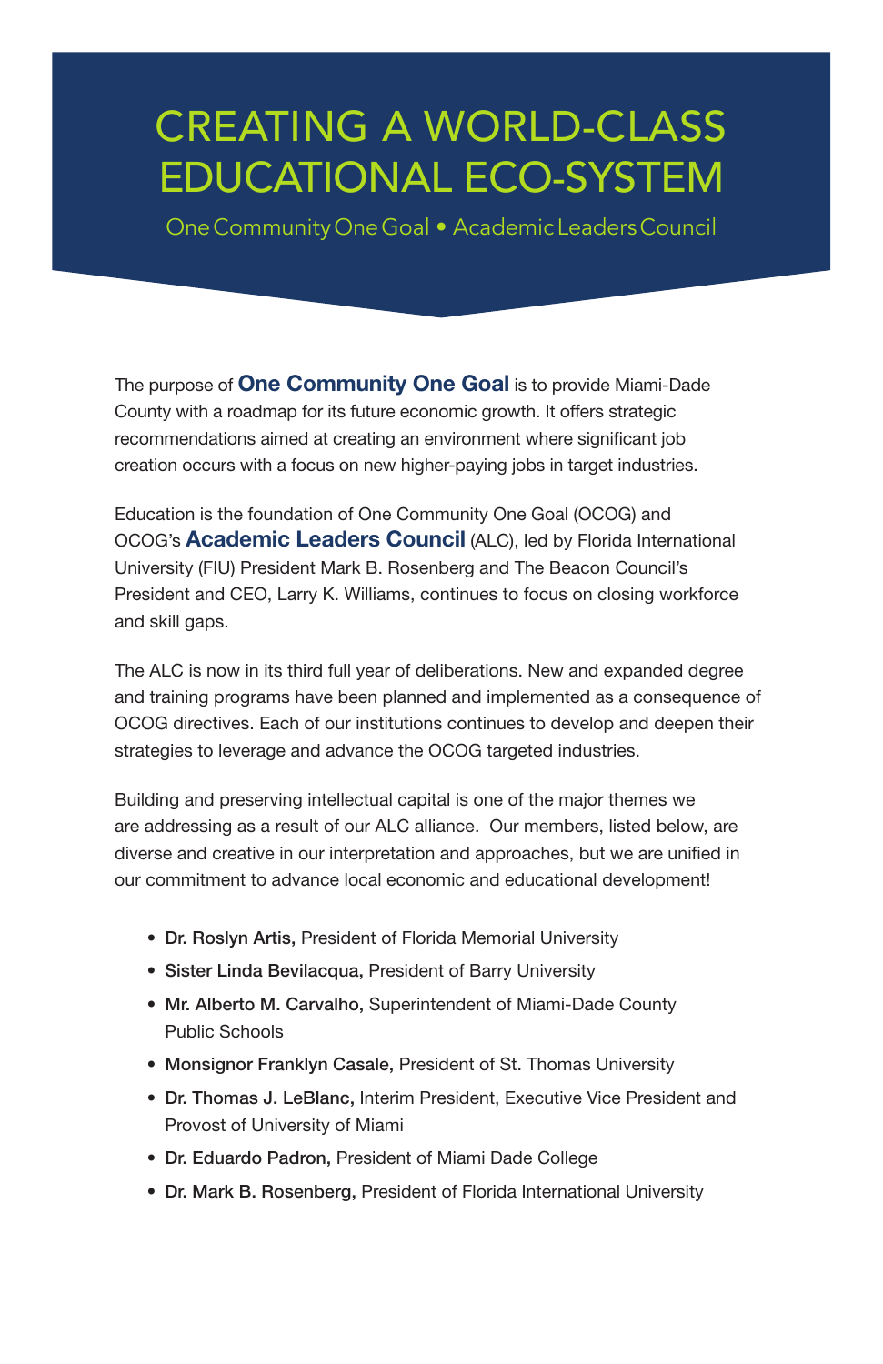# CREATING A WORLD-CLASS EDUCATIONAL ECO-SYSTEM

One Community One Goal • Academic Leaders Council

The purpose of **One Community One Goal** is to provide Miami-Dade County with a roadmap for its future economic growth. It offers strategic recommendations aimed at creating an environment where significant job creation occurs with a focus on new higher-paying jobs in target industries.

Education is the foundation of One Community One Goal (OCOG) and OCOG's **Academic Leaders Council** (ALC), led by Florida International University (FIU) President Mark B. Rosenberg and The Beacon Council's President and CEO, Larry K. Williams, continues to focus on closing workforce and skill gaps.

The ALC is now in its third full year of deliberations. New and expanded degree and training programs have been planned and implemented as a consequence of OCOG directives. Each of our institutions continues to develop and deepen their strategies to leverage and advance the OCOG targeted industries.

Building and preserving intellectual capital is one of the major themes we are addressing as a result of our ALC alliance. Our members, listed below, are diverse and creative in our interpretation and approaches, but we are unified in our commitment to advance local economic and educational development!

- **Dr. Roslyn Artis,** President of Florida Memorial University
- **Sister Linda Bevilacqua,** President of Barry University
- **Mr. Alberto M. Carvalho,** Superintendent of Miami-Dade County Public Schools
- **Monsignor Franklyn Casale,** President of St. Thomas University
- **Dr. Thomas J. LeBlanc,** Interim President, Executive Vice President and Provost of University of Miami
- **Dr. Eduardo Padron,** President of Miami Dade College
- **Dr. Mark B. Rosenberg,** President of Florida International University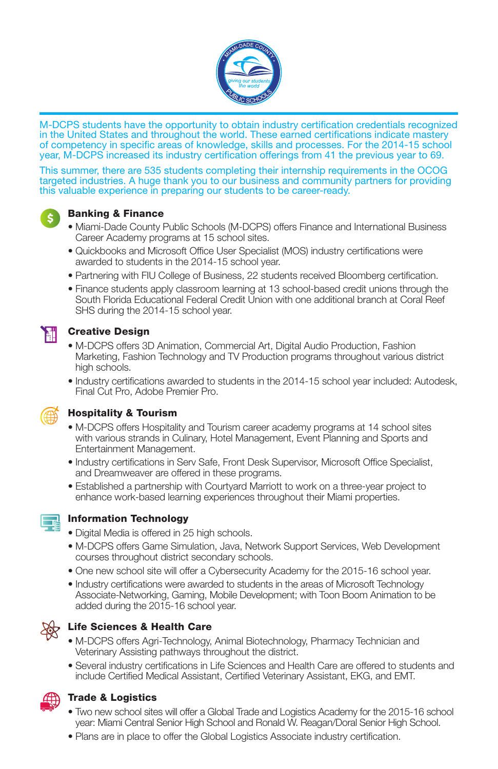M-DCPS students have the opportunity to obtain industry certification credentials recognized in the United States and throughout the world. These earned certifications indicate mastery of competency in specific areas of knowledge, skills and processes. For the 2014-15 school year, M-DCPS increased its industry certification offerings from 41 the previous year to 69.

This summer, there are 535 students completing their internship requirements in the OCOG targeted industries. A huge thank you to our business and community partners for providing this valuable experience in preparing our students to be career-ready.

## Banking & Finance

- Miami-Dade County Public Schools (M-DCPS) offers Finance and International Business Career Academy programs at 15 school sites.
- Quickbooks and Microsoft Office User Specialist (MOS) industry certifications were awarded to students in the 2014-15 school year.
- Partnering with FIU College of Business, 22 students received Bloomberg certification.
- Finance students apply classroom learning at 13 school-based credit unions through the South Florida Educational Federal Credit Union with one additional branch at Coral Reef SHS during the 2014-15 school year.

## Creative Design

- M-DCPS offers 3D Animation, Commercial Art, Digital Audio Production, Fashion Marketing, Fashion Technology and TV Production programs throughout various district high schools.
- Industry certifications awarded to students in the 2014-15 school year included: Autodesk, Final Cut Pro, Adobe Premier Pro.

## Hospitality & Tourism

- M-DCPS offers Hospitality and Tourism career academy programs at 14 school sites with various strands in Culinary, Hotel Management, Event Planning and Sports and Entertainment Management.
- Industry certifications in Serv Safe, Front Desk Supervisor, Microsoft Office Specialist, and Dreamweaver are offered in these programs.
- Established a partnership with Courtyard Marriott to work on a three-year project to enhance work-based learning experiences throughout their Miami properties.

## Information Technology

- Digital Media is offered in 25 high schools.
- M-DCPS offers Game Simulation, Java, Network Support Services, Web Development courses throughout district secondary schools.
- One new school site will offer a Cybersecurity Academy for the 2015-16 school year.
- Industry certifications were awarded to students in the areas of Microsoft Technology Associate-Networking, Gaming, Mobile Development; with Toon Boom Animation to be added during the 2015-16 school year.

## Life Sciences & Health Care

- M-DCPS offers Agri-Technology, Animal Biotechnology, Pharmacy Technician and Veterinary Assisting pathways throughout the district.
- Several industry certifications in Life Sciences and Health Care are offered to students and include Certified Medical Assistant, Certified Veterinary Assistant, EKG, and EMT.

## Trade & Logistics

- Two new school sites will offer a Global Trade and Logistics Academy for the 2015-16 school year: Miami Central Senior High School and Ronald W. Reagan/Doral Senior High School.
- Plans are in place to offer the Global Logistics Associate industry certification.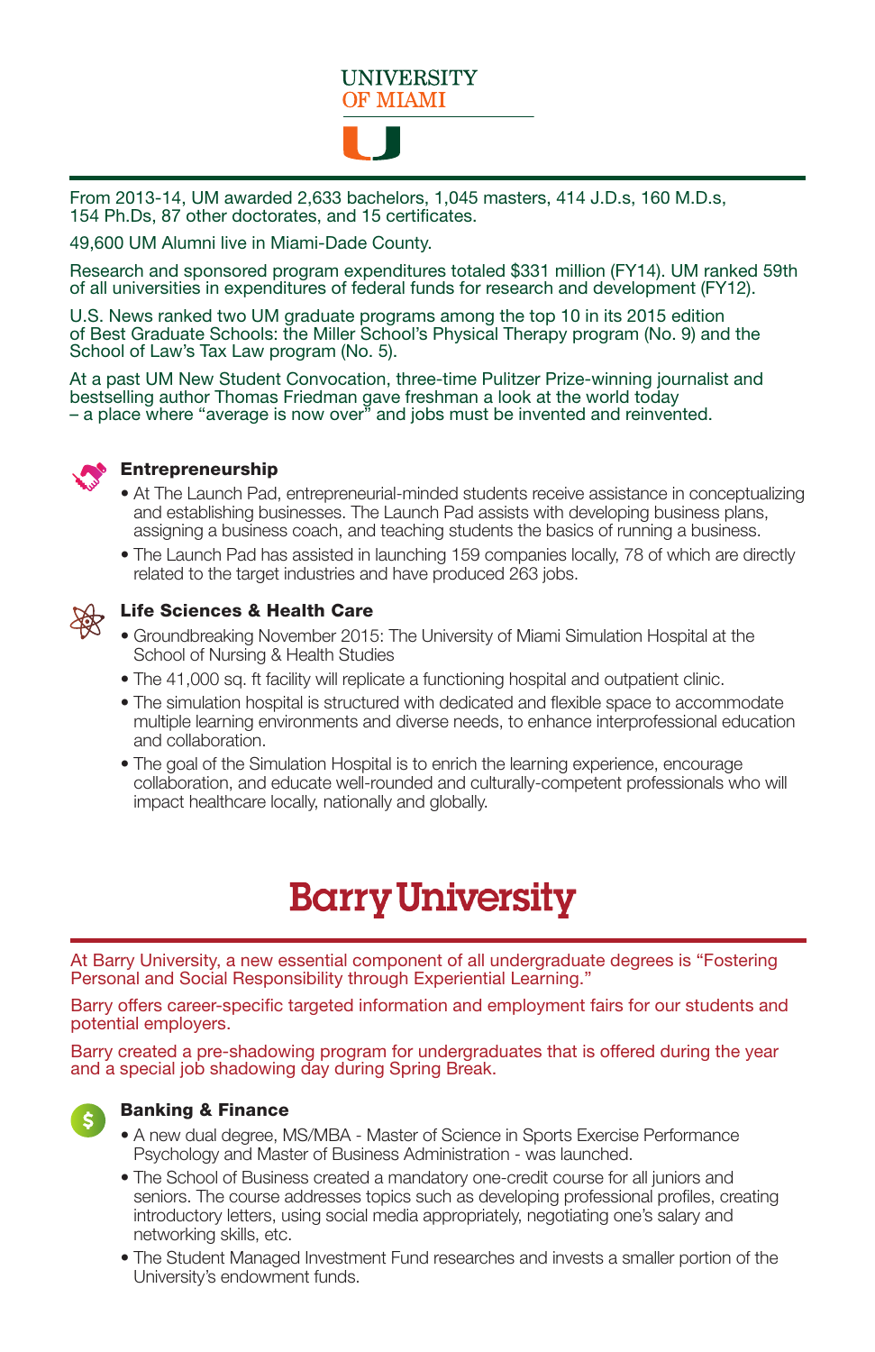# UNIVERSITY OF MIAMI

From 2013-14, UM awarded 2,633 bachelors, 1,045 masters, 414 J.D.s, 160 M.D.s, 154 Ph.Ds, 87 other doctorates, and 15 certificates.

49,600 UM Alumni live in Miami-Dade County.

Research and sponsored program expenditures totaled $331 million (FY14). UM ranked 59th of all universities in expenditures of federal funds for research and development (FY12).

U.S. News ranked two UM graduate programs among the top 10 in its 2015 edition of Best Graduate Schools: the Miller School's Physical Therapy program (No. 9) and the School of Law's Tax Law program (No. 5).

At a past UM New Student Convocation, three-time Pulitzer Prize-winning journalist and bestselling author Thomas Friedman gave freshman a look at the world today – a place where "average is now over" and jobs must be invented and reinvented.

### Entrepreneurship

- At The Launch Pad, entrepreneurial-minded students receive assistance in conceptualizing and establishing businesses. The Launch Pad assists with developing business plans, assigning a business coach, and teaching students the basics of running a business.
- The Launch Pad has assisted in launching 159 companies locally, 78 of which are directly related to the target industries and have produced 263 jobs.

### Life Sciences & Health Care

- Groundbreaking November 2015: The University of Miami Simulation Hospital at the School of Nursing & Health Studies
- The 41,000 sq. ft facility will replicate a functioning hospital and outpatient clinic.
- The simulation hospital is structured with dedicated and flexible space to accommodate multiple learning environments and diverse needs, to enhance interprofessional education and collaboration.
- The goal of the Simulation Hospital is to enrich the learning experience, encourage collaboration, and educate well-rounded and culturally-competent professionals who will impact healthcare locally, nationally and globally.

# Barry University

At Barry University, a new essential component of all undergraduate degrees is "Fostering Personal and Social Responsibility through Experiential Learning."

Barry offers career-specific targeted information and employment fairs for our students and potential employers.

Barry created a pre-shadowing program for undergraduates that is offered during the year and a special job shadowing day during Spring Break.

### Banking & Finance

- A new dual degree, MS/MBA - Master of Science in Sports Exercise Performance Psychology and Master of Business Administration - was launched.
- The School of Business created a mandatory one-credit course for all juniors and seniors. The course addresses topics such as developing professional profiles, creating introductory letters, using social media appropriately, negotiating one's salary and networking skills, etc.
- The Student Managed Investment Fund researches and invests a smaller portion of the University's endowment funds.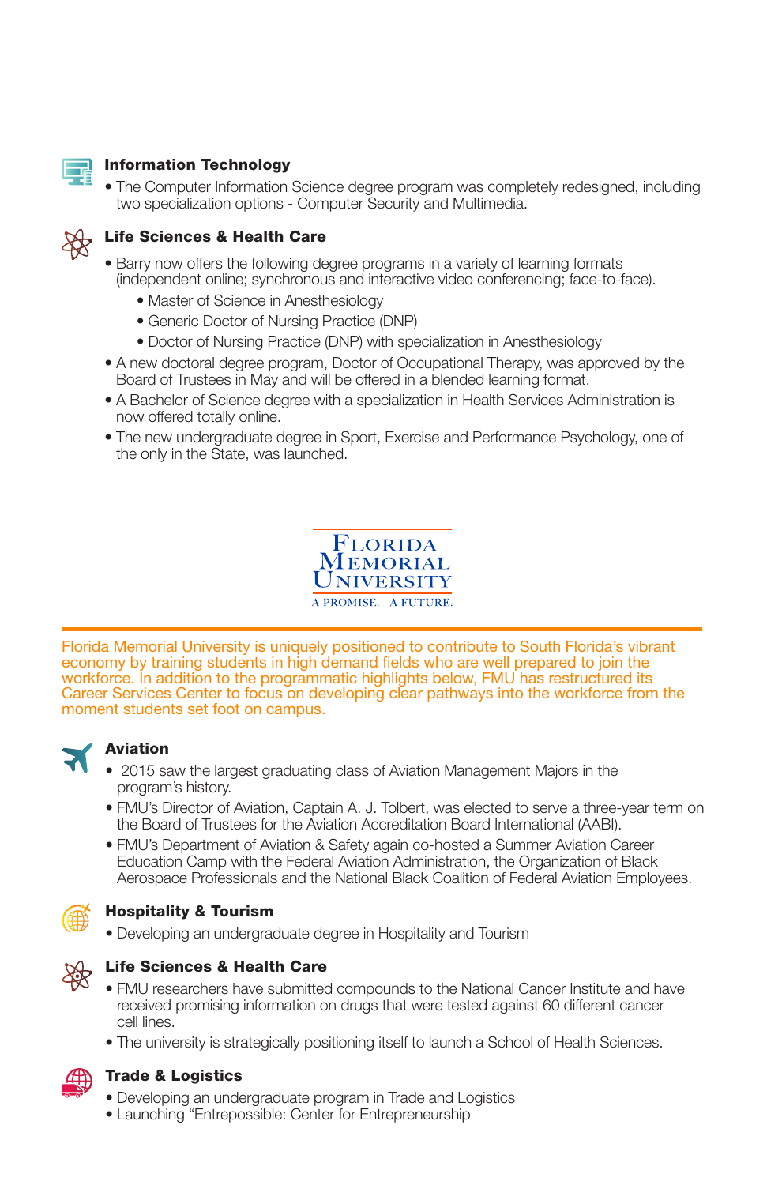### Information Technology

- The Computer Information Science degree program was completely redesigned, including two specialization options - Computer Security and Multimedia.

### Life Sciences & Health Care

- Barry now offers the following degree programs in a variety of learning formats (independent online; synchronous and interactive video conferencing; face-to-face).
  - Master of Science in Anesthesiology
  - Generic Doctor of Nursing Practice (DNP)
  - Doctor of Nursing Practice (DNP) with specialization in Anesthesiology
- A new doctoral degree program, Doctor of Occupational Therapy, was approved by the Board of Trustees in May and will be offered in a blended learning format.
- A Bachelor of Science degree with a specialization in Health Services Administration is now offered totally online.
- The new undergraduate degree in Sport, Exercise and Performance Psychology, one of the only in the State, was launched.

## Florida Memorial University

A PROMISE. A FUTURE.

Florida Memorial University is uniquely positioned to contribute to South Florida's vibrant economy by training students in high demand fields who are well prepared to join the workforce. In addition to the programmatic highlights below, FMU has restructured its Career Services Center to focus on developing clear pathways into the workforce from the moment students set foot on campus.

### Aviation

- 2015 saw the largest graduating class of Aviation Management Majors in the program's history.
- FMU's Director of Aviation, Captain A. J. Tolbert, was elected to serve a three-year term on the Board of Trustees for the Aviation Accreditation Board International (AABI).
- FMU's Department of Aviation & Safety again co-hosted a Summer Aviation Career Education Camp with the Federal Aviation Administration, the Organization of Black Aerospace Professionals and the National Black Coalition of Federal Aviation Employees.

### Hospitality & Tourism

- Developing an undergraduate degree in Hospitality and Tourism

### Life Sciences & Health Care

- FMU researchers have submitted compounds to the National Cancer Institute and have received promising information on drugs that were tested against 60 different cancer cell lines.
- The university is strategically positioning itself to launch a School of Health Sciences.

### Trade & Logistics

- Developing an undergraduate program in Trade and Logistics
- Launching "Entrepossible: Center for Entrepreneurship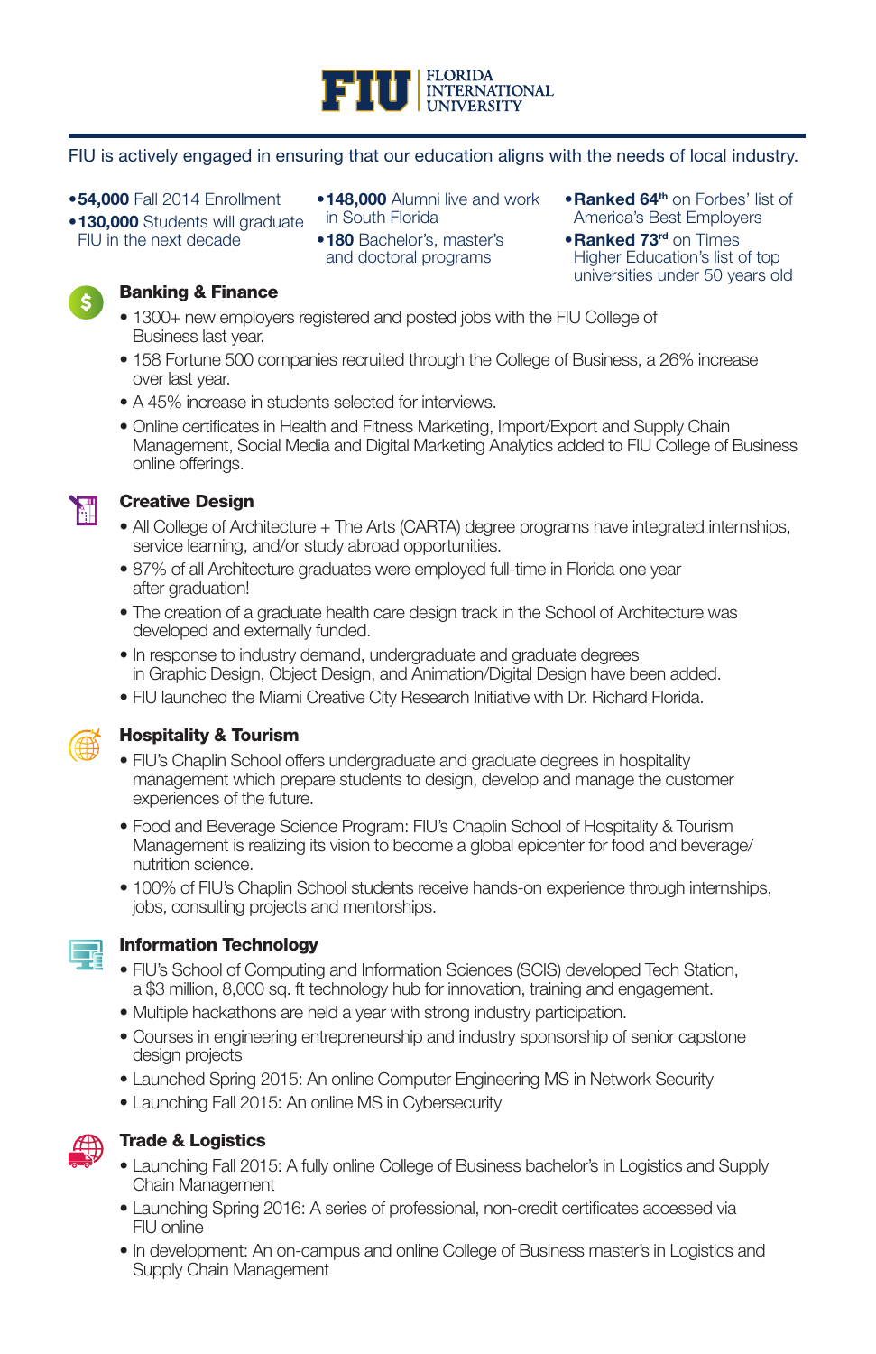# FIU | FLORIDA INTERNATIONAL UNIVERSITY

FIU is actively engaged in ensuring that our education aligns with the needs of local industry.

- **54,000** Fall 2014 Enrollment
- **130,000** Students will graduate FIU in the next decade
- **148,000** Alumni live and work in South Florida
- **180** Bachelor's, master's and doctoral programs
- **Ranked 64th** on Forbes' list of America's Best Employers
- **Ranked 73rd** on Times Higher Education's list of top universities under 50 years old

## Banking & Finance

- 1300+ new employers registered and posted jobs with the FIU College of Business last year.
- 158 Fortune 500 companies recruited through the College of Business, a 26% increase over last year.
- A 45% increase in students selected for interviews.
- Online certificates in Health and Fitness Marketing, Import/Export and Supply Chain Management, Social Media and Digital Marketing Analytics added to FIU College of Business online offerings.

## Creative Design

- All College of Architecture + The Arts (CARTA) degree programs have integrated internships, service learning, and/or study abroad opportunities.
- 87% of all Architecture graduates were employed full-time in Florida one year after graduation!
- The creation of a graduate health care design track in the School of Architecture was developed and externally funded.
- In response to industry demand, undergraduate and graduate degrees in Graphic Design, Object Design, and Animation/Digital Design have been added.
- FIU launched the Miami Creative City Research Initiative with Dr. Richard Florida.

## Hospitality & Tourism

- FIU's Chaplin School offers undergraduate and graduate degrees in hospitality management which prepare students to design, develop and manage the customer experiences of the future.
- Food and Beverage Science Program: FIU's Chaplin School of Hospitality & Tourism Management is realizing its vision to become a global epicenter for food and beverage/nutrition science.
- 100% of FIU's Chaplin School students receive hands-on experience through internships, jobs, consulting projects and mentorships.

## Information Technology

- FIU's School of Computing and Information Sciences (SCIS) developed Tech Station, a $3 million, 8,000 sq. ft technology hub for innovation, training and engagement.
- Multiple hackathons are held a year with strong industry participation.
- Courses in engineering entrepreneurship and industry sponsorship of senior capstone design projects
- Launched Spring 2015: An online Computer Engineering MS in Network Security
- Launching Fall 2015: An online MS in Cybersecurity

## Trade & Logistics

- Launching Fall 2015: A fully online College of Business bachelor's in Logistics and Supply Chain Management
- Launching Spring 2016: A series of professional, non-credit certificates accessed via FIU online
- In development: An on-campus and online College of Business master's in Logistics and Supply Chain Management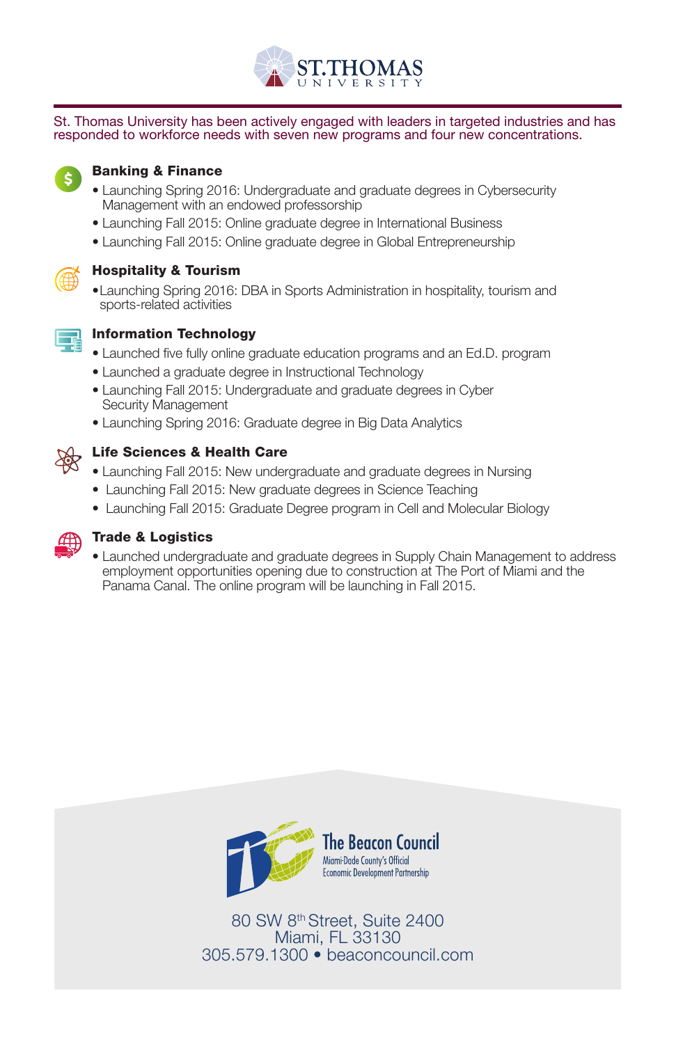# ST.THOMAS UNIVERSITY

St. Thomas University has been actively engaged with leaders in targeted industries and has responded to workforce needs with seven new programs and four new concentrations.

### Banking & Finance

- Launching Spring 2016: Undergraduate and graduate degrees in Cybersecurity Management with an endowed professorship
- Launching Fall 2015: Online graduate degree in International Business
- Launching Fall 2015: Online graduate degree in Global Entrepreneurship

### Hospitality & Tourism

- Launching Spring 2016: DBA in Sports Administration in hospitality, tourism and sports-related activities

### Information Technology

- Launched five fully online graduate education programs and an Ed.D. program
- Launched a graduate degree in Instructional Technology
- Launching Fall 2015: Undergraduate and graduate degrees in Cyber Security Management
- Launching Spring 2016: Graduate degree in Big Data Analytics

### Life Sciences & Health Care

- Launching Fall 2015: New undergraduate and graduate degrees in Nursing
- Launching Fall 2015: New graduate degrees in Science Teaching
- Launching Fall 2015: Graduate Degree program in Cell and Molecular Biology

### Trade & Logistics

- Launched undergraduate and graduate degrees in Supply Chain Management to address employment opportunities opening due to construction at The Port of Miami and the Panama Canal. The online program will be launching in Fall 2015.

The Beacon Council
Miami-Dade County's Official Economic Development Partnership

80 SW 8th Street, Suite 2400
Miami, FL 33130
305.579.1300 • beaconcouncil.com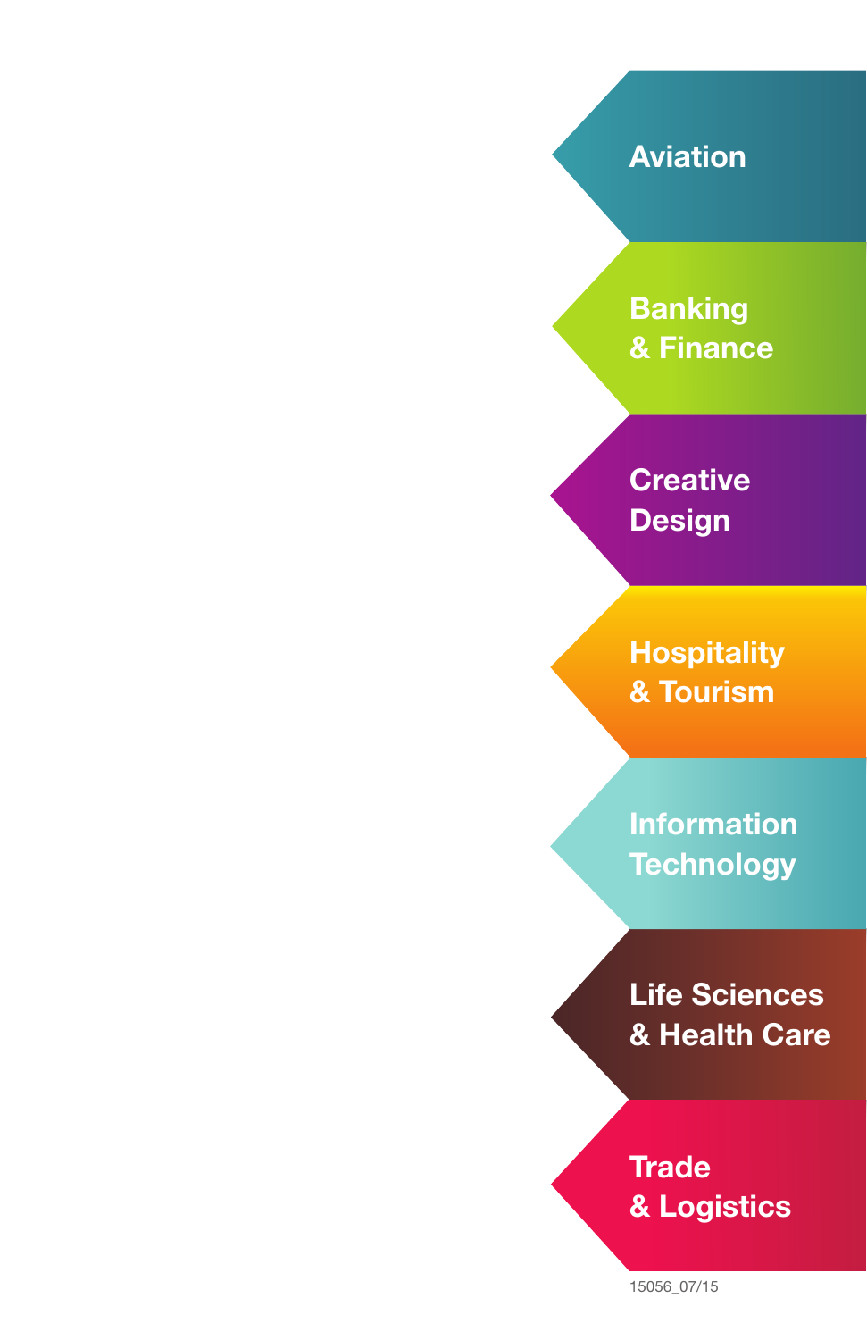Aviation

Banking
& Finance

Creative
Design

Hospitality
& Tourism

Information
Technology

Life Sciences
& Health Care

Trade
& Logistics

15056_07/15